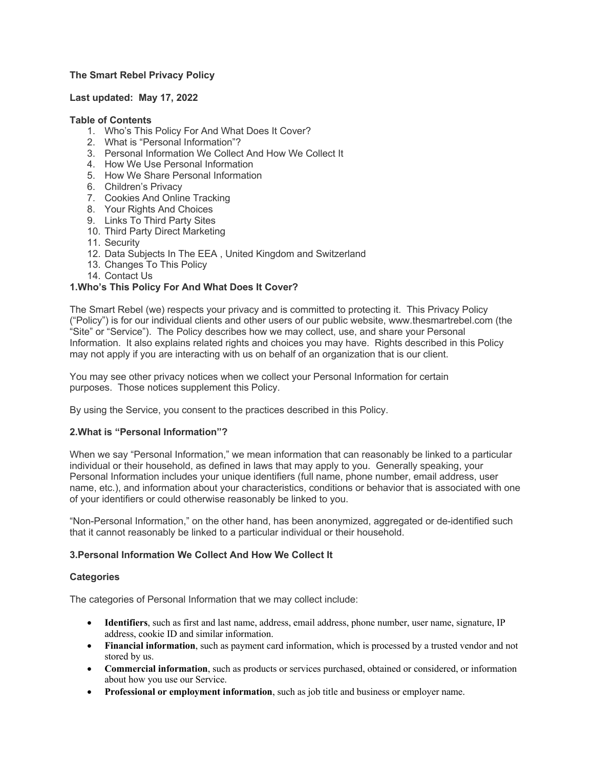# The Smart Rebel Privacy Policy

**Last updated: May 17, 2022**

**Table of Contents**

1. Who's This Policy For And What Does It Cover?
2. What is "Personal Information"?
3. Personal Information We Collect And How We Collect It
4. How We Use Personal Information
5. How We Share Personal Information
6. Children's Privacy
7. Cookies And Online Tracking
8. Your Rights And Choices
9. Links To Third Party Sites
10. Third Party Direct Marketing
11. Security
12. Data Subjects In The EEA , United Kingdom and Switzerland
13. Changes To This Policy
14. Contact Us

## 1.Who's This Policy For And What Does It Cover?

The Smart Rebel (we) respects your privacy and is committed to protecting it. This Privacy Policy ("Policy") is for our individual clients and other users of our public website, www.thesmartrebel.com (the "Site" or "Service"). The Policy describes how we may collect, use, and share your Personal Information. It also explains related rights and choices you may have. Rights described in this Policy may not apply if you are interacting with us on behalf of an organization that is our client.

You may see other privacy notices when we collect your Personal Information for certain purposes. Those notices supplement this Policy.

By using the Service, you consent to the practices described in this Policy.

## 2.What is "Personal Information"?

When we say "Personal Information," we mean information that can reasonably be linked to a particular individual or their household, as defined in laws that may apply to you. Generally speaking, your Personal Information includes your unique identifiers (full name, phone number, email address, user name, etc.), and information about your characteristics, conditions or behavior that is associated with one of your identifiers or could otherwise reasonably be linked to you.

"Non-Personal Information," on the other hand, has been anonymized, aggregated or de-identified such that it cannot reasonably be linked to a particular individual or their household.

## 3.Personal Information We Collect And How We Collect It

### Categories

The categories of Personal Information that we may collect include:

- **Identifiers**, such as first and last name, address, email address, phone number, user name, signature, IP address, cookie ID and similar information.
- **Financial information**, such as payment card information, which is processed by a trusted vendor and not stored by us.
- **Commercial information**, such as products or services purchased, obtained or considered, or information about how you use our Service.
- **Professional or employment information**, such as job title and business or employer name.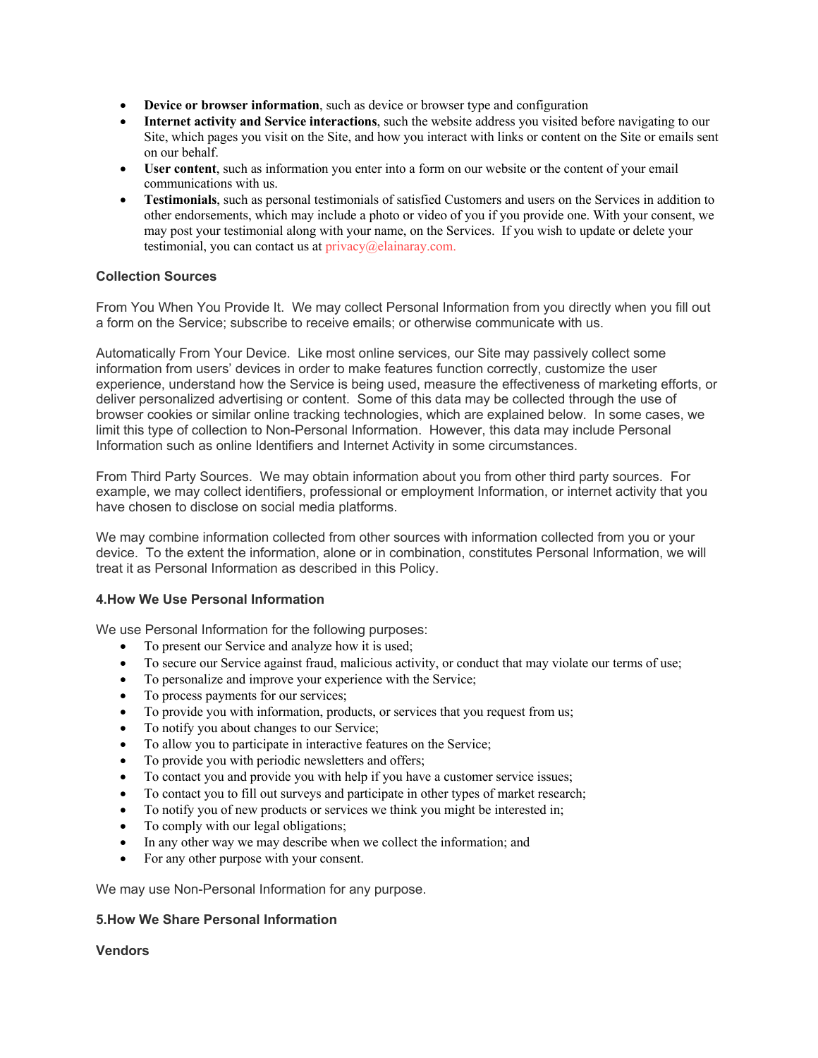- **Device or browser information**, such as device or browser type and configuration
- **Internet activity and Service interactions**, such the website address you visited before navigating to our Site, which pages you visit on the Site, and how you interact with links or content on the Site or emails sent on our behalf.
- **User content**, such as information you enter into a form on our website or the content of your email communications with us.
- **Testimonials**, such as personal testimonials of satisfied Customers and users on the Services in addition to other endorsements, which may include a photo or video of you if you provide one. With your consent, we may post your testimonial along with your name, on the Services. If you wish to update or delete your testimonial, you can contact us at privacy@elainaray.com.

**Collection Sources**

From You When You Provide It. We may collect Personal Information from you directly when you fill out a form on the Service; subscribe to receive emails; or otherwise communicate with us.

Automatically From Your Device. Like most online services, our Site may passively collect some information from users' devices in order to make features function correctly, customize the user experience, understand how the Service is being used, measure the effectiveness of marketing efforts, or deliver personalized advertising or content. Some of this data may be collected through the use of browser cookies or similar online tracking technologies, which are explained below. In some cases, we limit this type of collection to Non-Personal Information. However, this data may include Personal Information such as online Identifiers and Internet Activity in some circumstances.

From Third Party Sources. We may obtain information about you from other third party sources. For example, we may collect identifiers, professional or employment Information, or internet activity that you have chosen to disclose on social media platforms.

We may combine information collected from other sources with information collected from you or your device. To the extent the information, alone or in combination, constitutes Personal Information, we will treat it as Personal Information as described in this Policy.

**4.How We Use Personal Information**

We use Personal Information for the following purposes:

- To present our Service and analyze how it is used;
- To secure our Service against fraud, malicious activity, or conduct that may violate our terms of use;
- To personalize and improve your experience with the Service;
- To process payments for our services;
- To provide you with information, products, or services that you request from us;
- To notify you about changes to our Service;
- To allow you to participate in interactive features on the Service;
- To provide you with periodic newsletters and offers;
- To contact you and provide you with help if you have a customer service issues;
- To contact you to fill out surveys and participate in other types of market research;
- To notify you of new products or services we think you might be interested in;
- To comply with our legal obligations;
- In any other way we may describe when we collect the information; and
- For any other purpose with your consent.

We may use Non-Personal Information for any purpose.

**5.How We Share Personal Information**

**Vendors**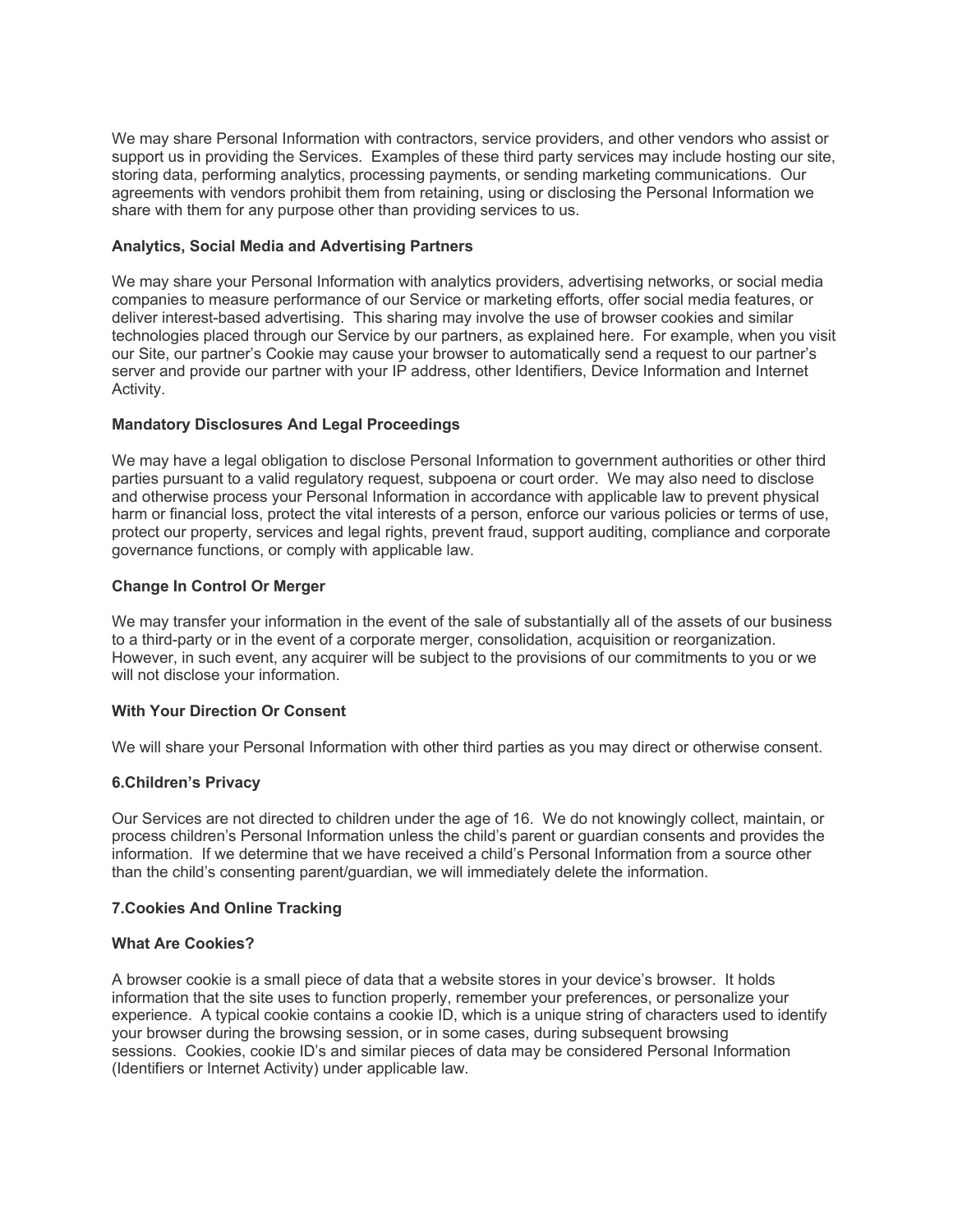We may share Personal Information with contractors, service providers, and other vendors who assist or support us in providing the Services. Examples of these third party services may include hosting our site, storing data, performing analytics, processing payments, or sending marketing communications. Our agreements with vendors prohibit them from retaining, using or disclosing the Personal Information we share with them for any purpose other than providing services to us.

**Analytics, Social Media and Advertising Partners**

We may share your Personal Information with analytics providers, advertising networks, or social media companies to measure performance of our Service or marketing efforts, offer social media features, or deliver interest-based advertising. This sharing may involve the use of browser cookies and similar technologies placed through our Service by our partners, as explained here. For example, when you visit our Site, our partner's Cookie may cause your browser to automatically send a request to our partner's server and provide our partner with your IP address, other Identifiers, Device Information and Internet Activity.

**Mandatory Disclosures And Legal Proceedings**

We may have a legal obligation to disclose Personal Information to government authorities or other third parties pursuant to a valid regulatory request, subpoena or court order. We may also need to disclose and otherwise process your Personal Information in accordance with applicable law to prevent physical harm or financial loss, protect the vital interests of a person, enforce our various policies or terms of use, protect our property, services and legal rights, prevent fraud, support auditing, compliance and corporate governance functions, or comply with applicable law.

**Change In Control Or Merger**

We may transfer your information in the event of the sale of substantially all of the assets of our business to a third-party or in the event of a corporate merger, consolidation, acquisition or reorganization. However, in such event, any acquirer will be subject to the provisions of our commitments to you or we will not disclose your information.

**With Your Direction Or Consent**

We will share your Personal Information with other third parties as you may direct or otherwise consent.

**6.Children's Privacy**

Our Services are not directed to children under the age of 16. We do not knowingly collect, maintain, or process children's Personal Information unless the child's parent or guardian consents and provides the information. If we determine that we have received a child's Personal Information from a source other than the child's consenting parent/guardian, we will immediately delete the information.

**7.Cookies And Online Tracking**

**What Are Cookies?**

A browser cookie is a small piece of data that a website stores in your device's browser. It holds information that the site uses to function properly, remember your preferences, or personalize your experience. A typical cookie contains a cookie ID, which is a unique string of characters used to identify your browser during the browsing session, or in some cases, during subsequent browsing sessions. Cookies, cookie ID's and similar pieces of data may be considered Personal Information (Identifiers or Internet Activity) under applicable law.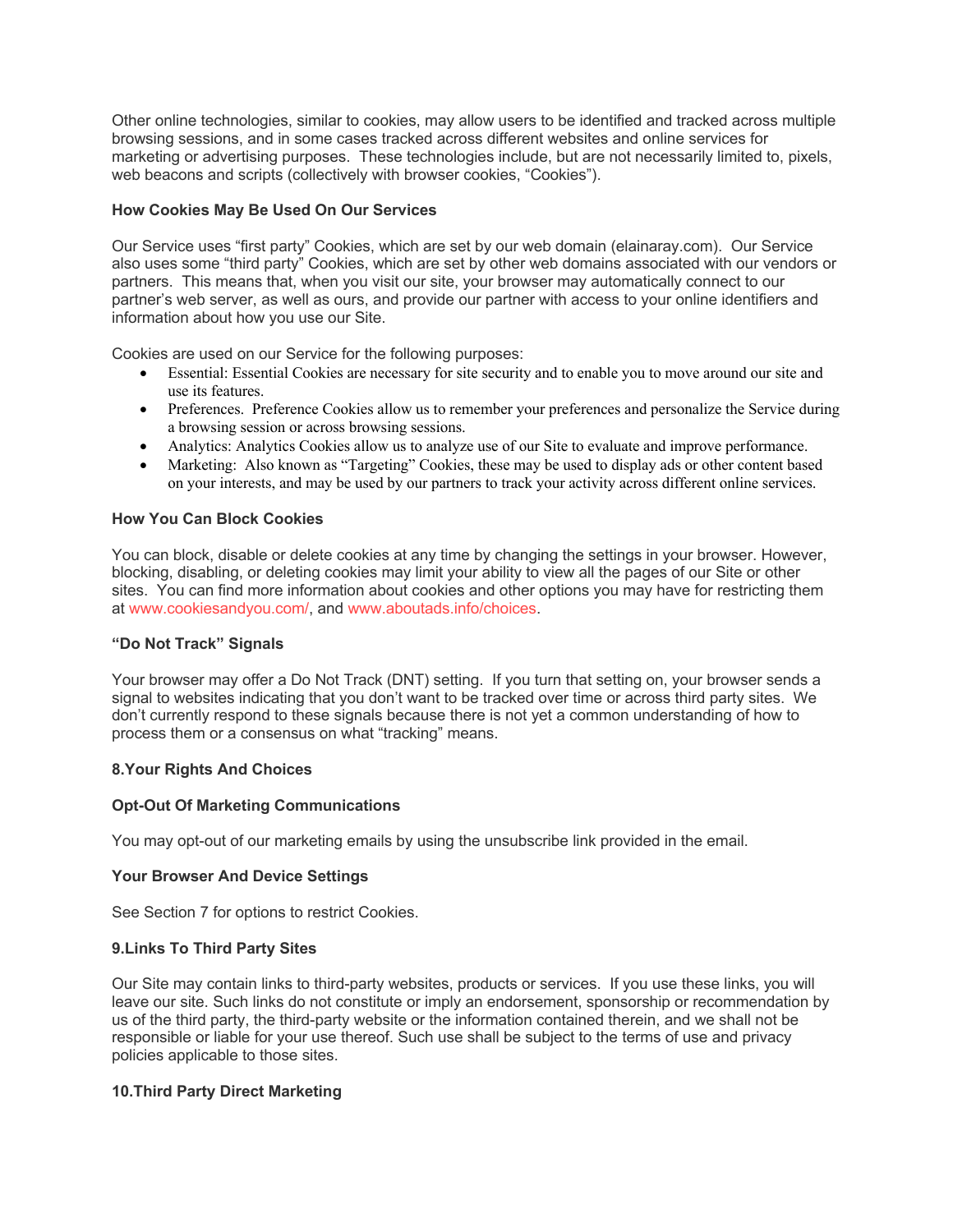Other online technologies, similar to cookies, may allow users to be identified and tracked across multiple browsing sessions, and in some cases tracked across different websites and online services for marketing or advertising purposes. These technologies include, but are not necessarily limited to, pixels, web beacons and scripts (collectively with browser cookies, "Cookies").

**How Cookies May Be Used On Our Services**

Our Service uses "first party" Cookies, which are set by our web domain (elainaray.com). Our Service also uses some "third party" Cookies, which are set by other web domains associated with our vendors or partners. This means that, when you visit our site, your browser may automatically connect to our partner's web server, as well as ours, and provide our partner with access to your online identifiers and information about how you use our Site.

Cookies are used on our Service for the following purposes:

- Essential: Essential Cookies are necessary for site security and to enable you to move around our site and use its features.
- Preferences. Preference Cookies allow us to remember your preferences and personalize the Service during a browsing session or across browsing sessions.
- Analytics: Analytics Cookies allow us to analyze use of our Site to evaluate and improve performance.
- Marketing: Also known as "Targeting" Cookies, these may be used to display ads or other content based on your interests, and may be used by our partners to track your activity across different online services.

**How You Can Block Cookies**

You can block, disable or delete cookies at any time by changing the settings in your browser. However, blocking, disabling, or deleting cookies may limit your ability to view all the pages of our Site or other sites. You can find more information about cookies and other options you may have for restricting them at www.cookiesandyou.com/, and www.aboutads.info/choices.

**"Do Not Track" Signals**

Your browser may offer a Do Not Track (DNT) setting. If you turn that setting on, your browser sends a signal to websites indicating that you don't want to be tracked over time or across third party sites. We don't currently respond to these signals because there is not yet a common understanding of how to process them or a consensus on what "tracking" means.

## 8.Your Rights And Choices

**Opt-Out Of Marketing Communications**

You may opt-out of our marketing emails by using the unsubscribe link provided in the email.

**Your Browser And Device Settings**

See Section 7 for options to restrict Cookies.

## 9.Links To Third Party Sites

Our Site may contain links to third-party websites, products or services. If you use these links, you will leave our site. Such links do not constitute or imply an endorsement, sponsorship or recommendation by us of the third party, the third-party website or the information contained therein, and we shall not be responsible or liable for your use thereof. Such use shall be subject to the terms of use and privacy policies applicable to those sites.

## 10.Third Party Direct Marketing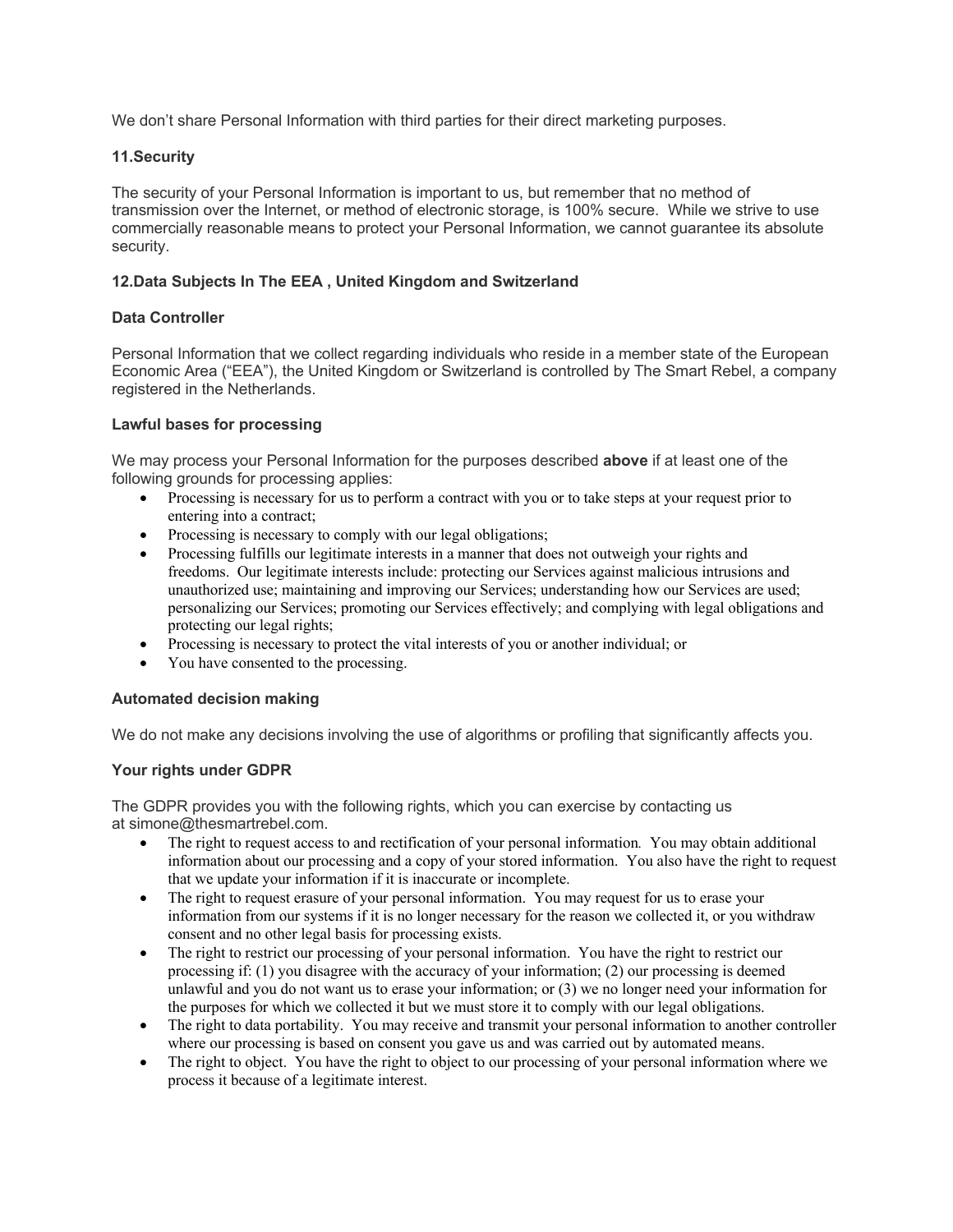We don't share Personal Information with third parties for their direct marketing purposes.

## 11.Security

The security of your Personal Information is important to us, but remember that no method of transmission over the Internet, or method of electronic storage, is 100% secure. While we strive to use commercially reasonable means to protect your Personal Information, we cannot guarantee its absolute security.

## 12.Data Subjects In The EEA , United Kingdom and Switzerland

### Data Controller

Personal Information that we collect regarding individuals who reside in a member state of the European Economic Area ("EEA"), the United Kingdom or Switzerland is controlled by The Smart Rebel, a company registered in the Netherlands.

### Lawful bases for processing

We may process your Personal Information for the purposes described **above** if at least one of the following grounds for processing applies:

- Processing is necessary for us to perform a contract with you or to take steps at your request prior to entering into a contract;
- Processing is necessary to comply with our legal obligations;
- Processing fulfills our legitimate interests in a manner that does not outweigh your rights and freedoms. Our legitimate interests include: protecting our Services against malicious intrusions and unauthorized use; maintaining and improving our Services; understanding how our Services are used; personalizing our Services; promoting our Services effectively; and complying with legal obligations and protecting our legal rights;
- Processing is necessary to protect the vital interests of you or another individual; or
- You have consented to the processing.

### Automated decision making

We do not make any decisions involving the use of algorithms or profiling that significantly affects you.

### Your rights under GDPR

The GDPR provides you with the following rights, which you can exercise by contacting us at simone@thesmartrebel.com.

- The right to request access to and rectification of your personal information. You may obtain additional information about our processing and a copy of your stored information. You also have the right to request that we update your information if it is inaccurate or incomplete.
- The right to request erasure of your personal information. You may request for us to erase your information from our systems if it is no longer necessary for the reason we collected it, or you withdraw consent and no other legal basis for processing exists.
- The right to restrict our processing of your personal information. You have the right to restrict our processing if: (1) you disagree with the accuracy of your information; (2) our processing is deemed unlawful and you do not want us to erase your information; or (3) we no longer need your information for the purposes for which we collected it but we must store it to comply with our legal obligations.
- The right to data portability. You may receive and transmit your personal information to another controller where our processing is based on consent you gave us and was carried out by automated means.
- The right to object. You have the right to object to our processing of your personal information where we process it because of a legitimate interest.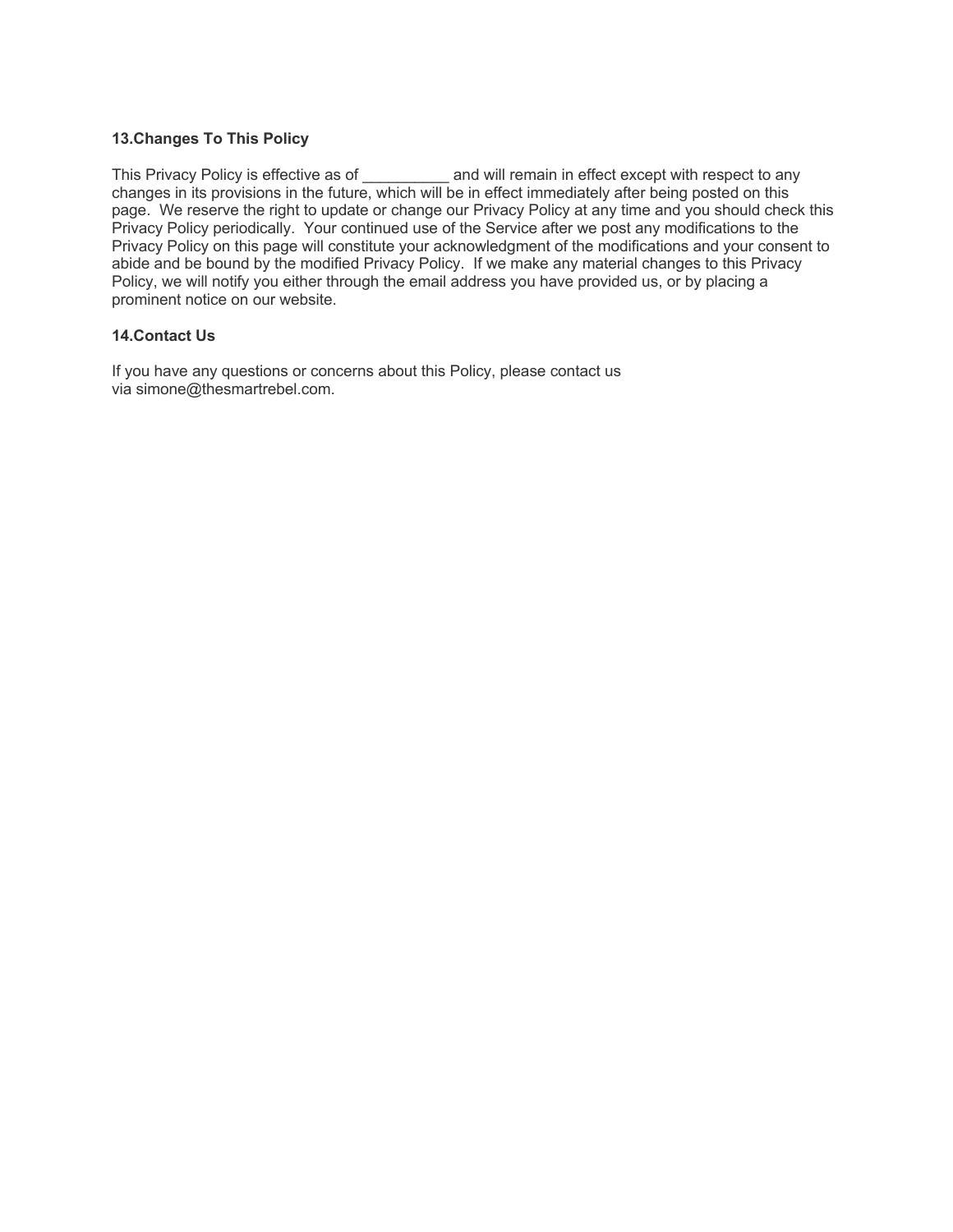**13.Changes To This Policy**

This Privacy Policy is effective as of __________ and will remain in effect except with respect to any changes in its provisions in the future, which will be in effect immediately after being posted on this page. We reserve the right to update or change our Privacy Policy at any time and you should check this Privacy Policy periodically. Your continued use of the Service after we post any modifications to the Privacy Policy on this page will constitute your acknowledgment of the modifications and your consent to abide and be bound by the modified Privacy Policy. If we make any material changes to this Privacy Policy, we will notify you either through the email address you have provided us, or by placing a prominent notice on our website.

**14.Contact Us**

If you have any questions or concerns about this Policy, please contact us via simone@thesmartrebel.com.